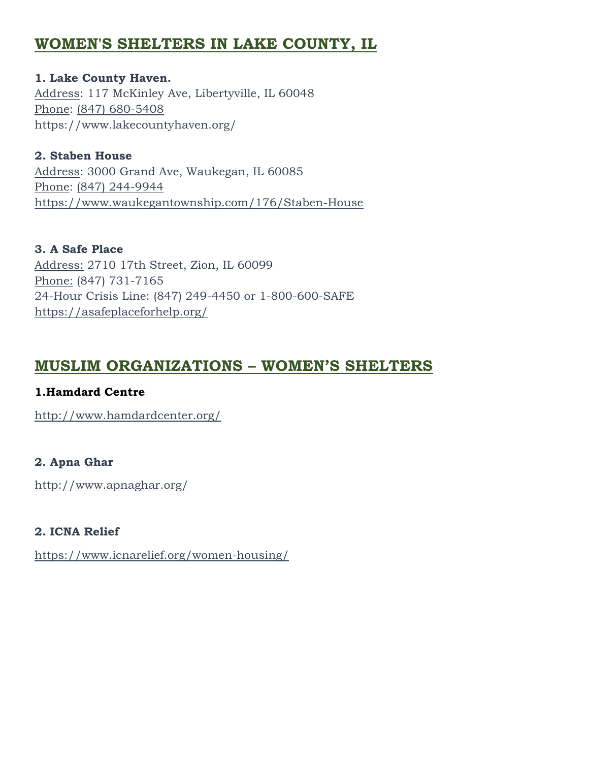## WOMEN'S SHELTERS IN LAKE COUNTY, IL

**1. Lake County Haven.**
Address: 117 McKinley Ave, Libertyville, IL 60048
Phone: (847) 680-5408
https://www.lakecountyhaven.org/

**2. Staben House**
Address: 3000 Grand Ave, Waukegan, IL 60085
Phone: (847) 244-9944
https://www.waukegantownship.com/176/Staben-House

**3. A Safe Place**
Address: 2710 17th Street, Zion, IL 60099
Phone: (847) 731-7165
24-Hour Crisis Line: (847) 249-4450 or 1-800-600-SAFE
https://asafeplaceforhelp.org/

## MUSLIM ORGANIZATIONS – WOMEN'S SHELTERS

**1.Hamdard Centre**

http://www.hamdardcenter.org/

**2. Apna Ghar**

http://www.apnaghar.org/

**2. ICNA Relief**

https://www.icnarelief.org/women-housing/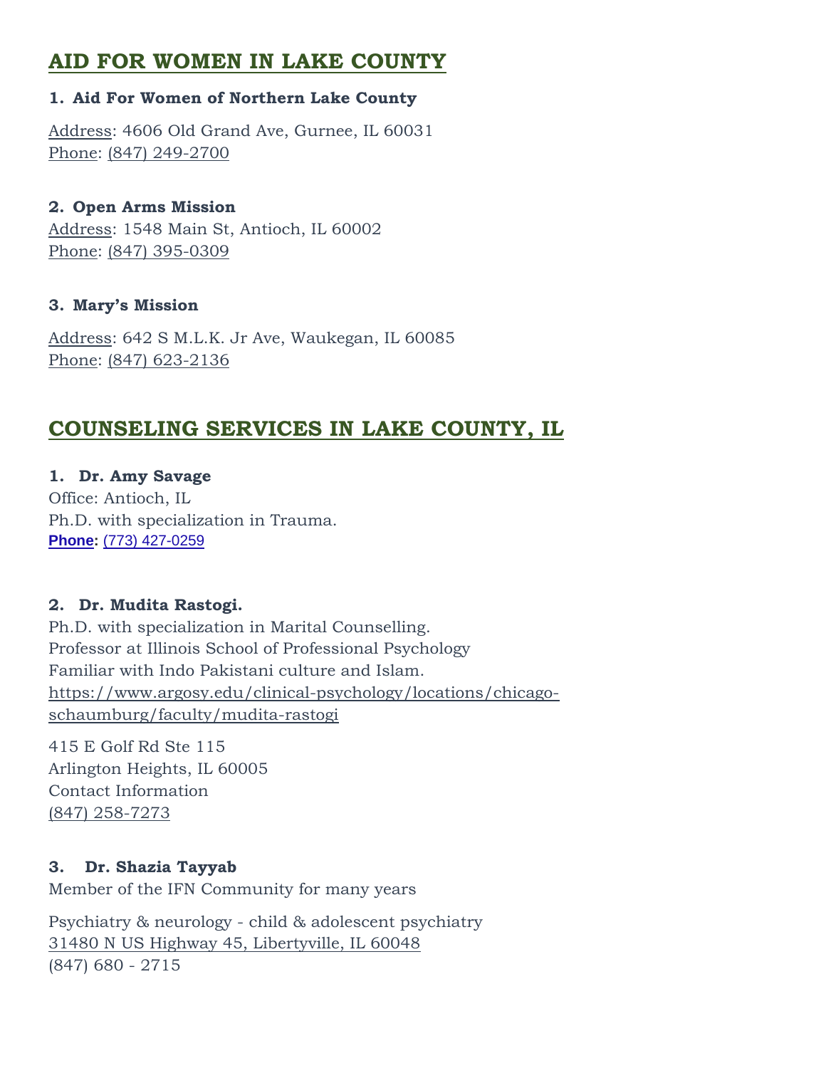## AID FOR WOMEN IN LAKE COUNTY

**1. Aid For Women of Northern Lake County**

Address: 4606 Old Grand Ave, Gurnee, IL 60031
Phone: (847) 249-2700

**2. Open Arms Mission**
Address: 1548 Main St, Antioch, IL 60002
Phone: (847) 395-0309

**3. Mary's Mission**

Address: 642 S M.L.K. Jr Ave, Waukegan, IL 60085
Phone: (847) 623-2136

## COUNSELING SERVICES IN LAKE COUNTY, IL

**1. Dr. Amy Savage**
Office: Antioch, IL
Ph.D. with specialization in Trauma.
**Phone:** (773) 427-0259

**2. Dr. Mudita Rastogi.**
Ph.D. with specialization in Marital Counselling.
Professor at Illinois School of Professional Psychology
Familiar with Indo Pakistani culture and Islam.
https://www.argosy.edu/clinical-psychology/locations/chicago-schaumburg/faculty/mudita-rastogi

415 E Golf Rd Ste 115
Arlington Heights, IL 60005
Contact Information
(847) 258-7273

**3. Dr. Shazia Tayyab**
Member of the IFN Community for many years

Psychiatry & neurology - child & adolescent psychiatry
31480 N US Highway 45, Libertyville, IL 60048
(847) 680 - 2715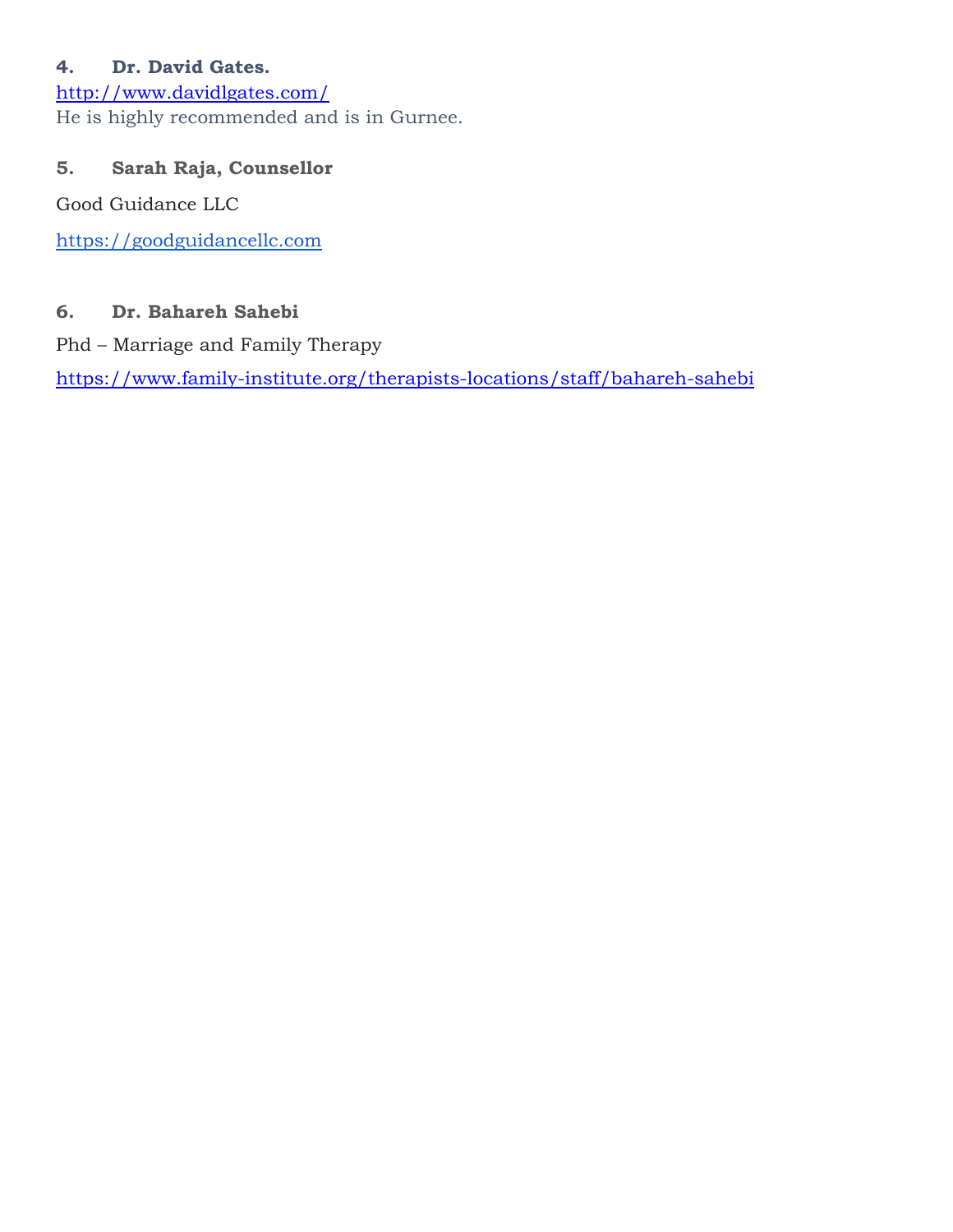**4. Dr. David Gates.**

http://www.davidlgates.com/

He is highly recommended and is in Gurnee.

**5. Sarah Raja, Counsellor**

Good Guidance LLC

https://goodguidancellc.com

**6. Dr. Bahareh Sahebi**

Phd – Marriage and Family Therapy

https://www.family-institute.org/therapists-locations/staff/bahareh-sahebi